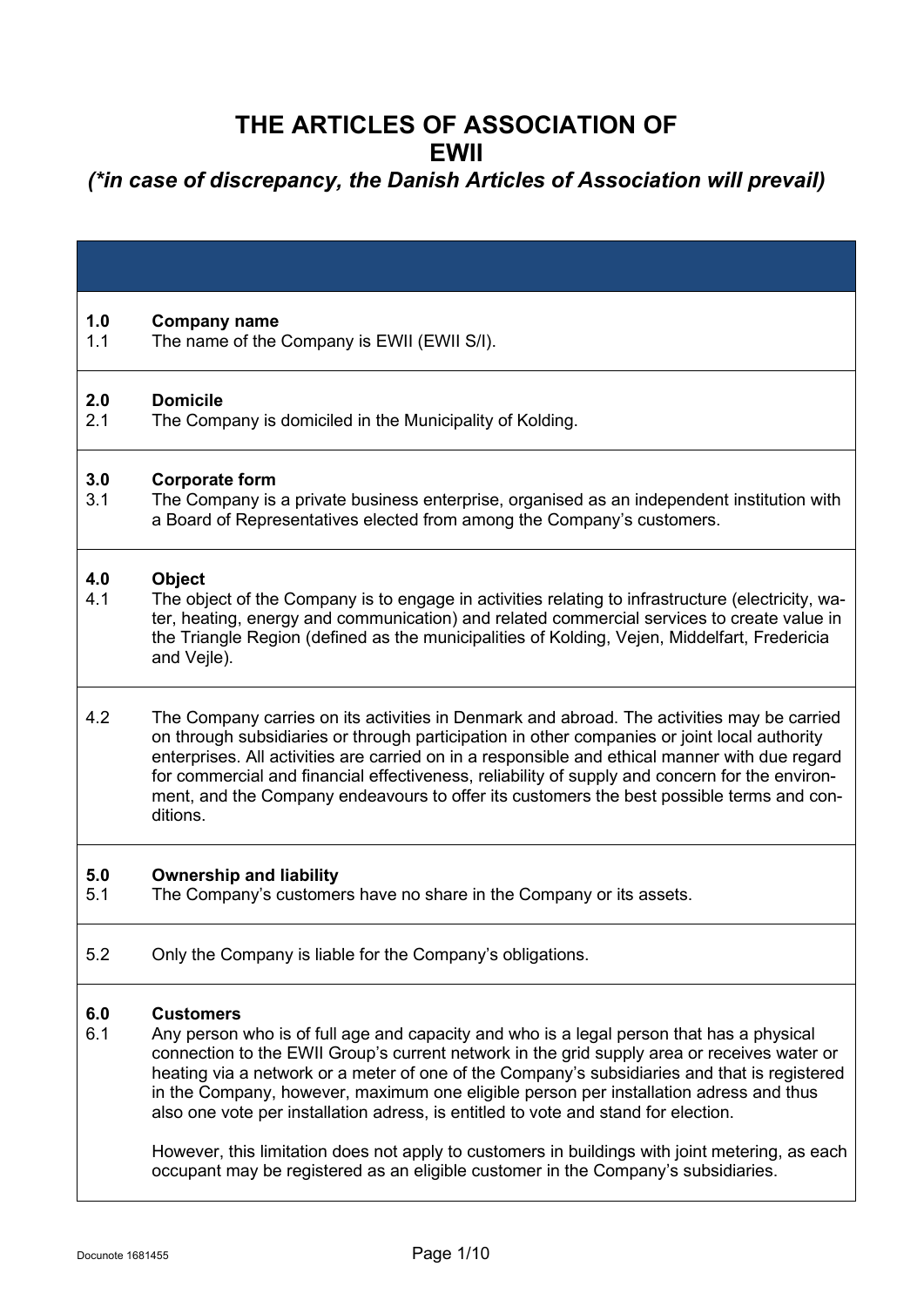# THE ARTICLES OF ASSOCIATION OF EWII

***(\*in case of discrepancy, the Danish Articles of Association will prevail)***

**1.0 Company name**

1.1 The name of the Company is EWII (EWII S/I).

**2.0 Domicile**

2.1 The Company is domiciled in the Municipality of Kolding.

**3.0 Corporate form**

3.1 The Company is a private business enterprise, organised as an independent institution with a Board of Representatives elected from among the Company's customers.

**4.0 Object**

4.1 The object of the Company is to engage in activities relating to infrastructure (electricity, water, heating, energy and communication) and related commercial services to create value in the Triangle Region (defined as the municipalities of Kolding, Vejen, Middelfart, Fredericia and Vejle).

4.2 The Company carries on its activities in Denmark and abroad. The activities may be carried on through subsidiaries or through participation in other companies or joint local authority enterprises. All activities are carried on in a responsible and ethical manner with due regard for commercial and financial effectiveness, reliability of supply and concern for the environment, and the Company endeavours to offer its customers the best possible terms and conditions.

**5.0 Ownership and liability**

5.1 The Company's customers have no share in the Company or its assets.

5.2 Only the Company is liable for the Company's obligations.

**6.0 Customers**

6.1 Any person who is of full age and capacity and who is a legal person that has a physical connection to the EWII Group's current network in the grid supply area or receives water or heating via a network or a meter of one of the Company's subsidiaries and that is registered in the Company, however, maximum one eligible person per installation adress and thus also one vote per installation adress, is entitled to vote and stand for election.

However, this limitation does not apply to customers in buildings with joint metering, as each occupant may be registered as an eligible customer in the Company's subsidiaries.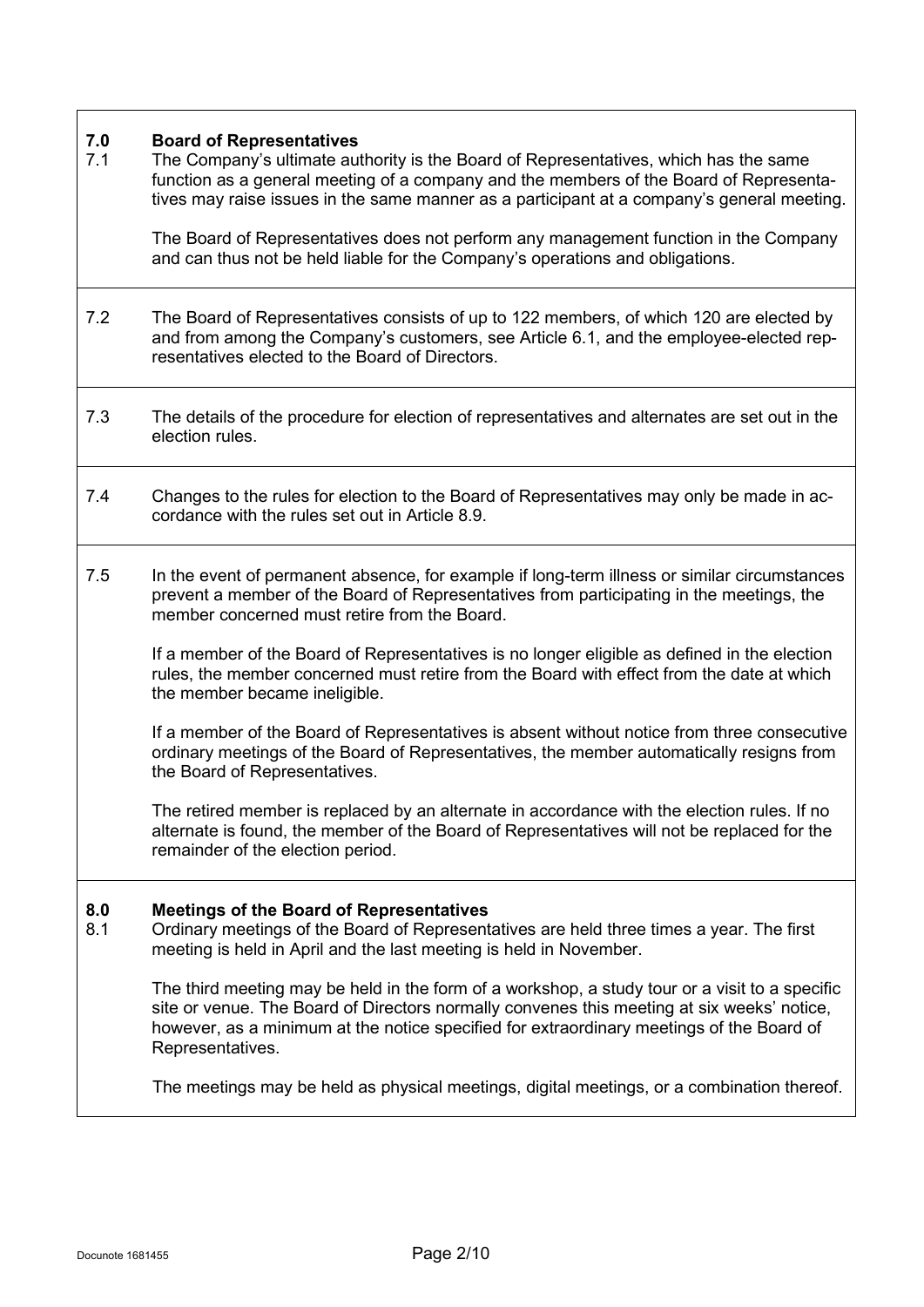## 7.0 Board of Representatives

7.1 The Company's ultimate authority is the Board of Representatives, which has the same function as a general meeting of a company and the members of the Board of Representatives may raise issues in the same manner as a participant at a company's general meeting.

The Board of Representatives does not perform any management function in the Company and can thus not be held liable for the Company's operations and obligations.

7.2 The Board of Representatives consists of up to 122 members, of which 120 are elected by and from among the Company's customers, see Article 6.1, and the employee-elected representatives elected to the Board of Directors.

7.3 The details of the procedure for election of representatives and alternates are set out in the election rules.

7.4 Changes to the rules for election to the Board of Representatives may only be made in accordance with the rules set out in Article 8.9.

7.5 In the event of permanent absence, for example if long-term illness or similar circumstances prevent a member of the Board of Representatives from participating in the meetings, the member concerned must retire from the Board.

If a member of the Board of Representatives is no longer eligible as defined in the election rules, the member concerned must retire from the Board with effect from the date at which the member became ineligible.

If a member of the Board of Representatives is absent without notice from three consecutive ordinary meetings of the Board of Representatives, the member automatically resigns from the Board of Representatives.

The retired member is replaced by an alternate in accordance with the election rules. If no alternate is found, the member of the Board of Representatives will not be replaced for the remainder of the election period.

## 8.0 Meetings of the Board of Representatives

8.1 Ordinary meetings of the Board of Representatives are held three times a year. The first meeting is held in April and the last meeting is held in November.

The third meeting may be held in the form of a workshop, a study tour or a visit to a specific site or venue. The Board of Directors normally convenes this meeting at six weeks' notice, however, as a minimum at the notice specified for extraordinary meetings of the Board of Representatives.

The meetings may be held as physical meetings, digital meetings, or a combination thereof.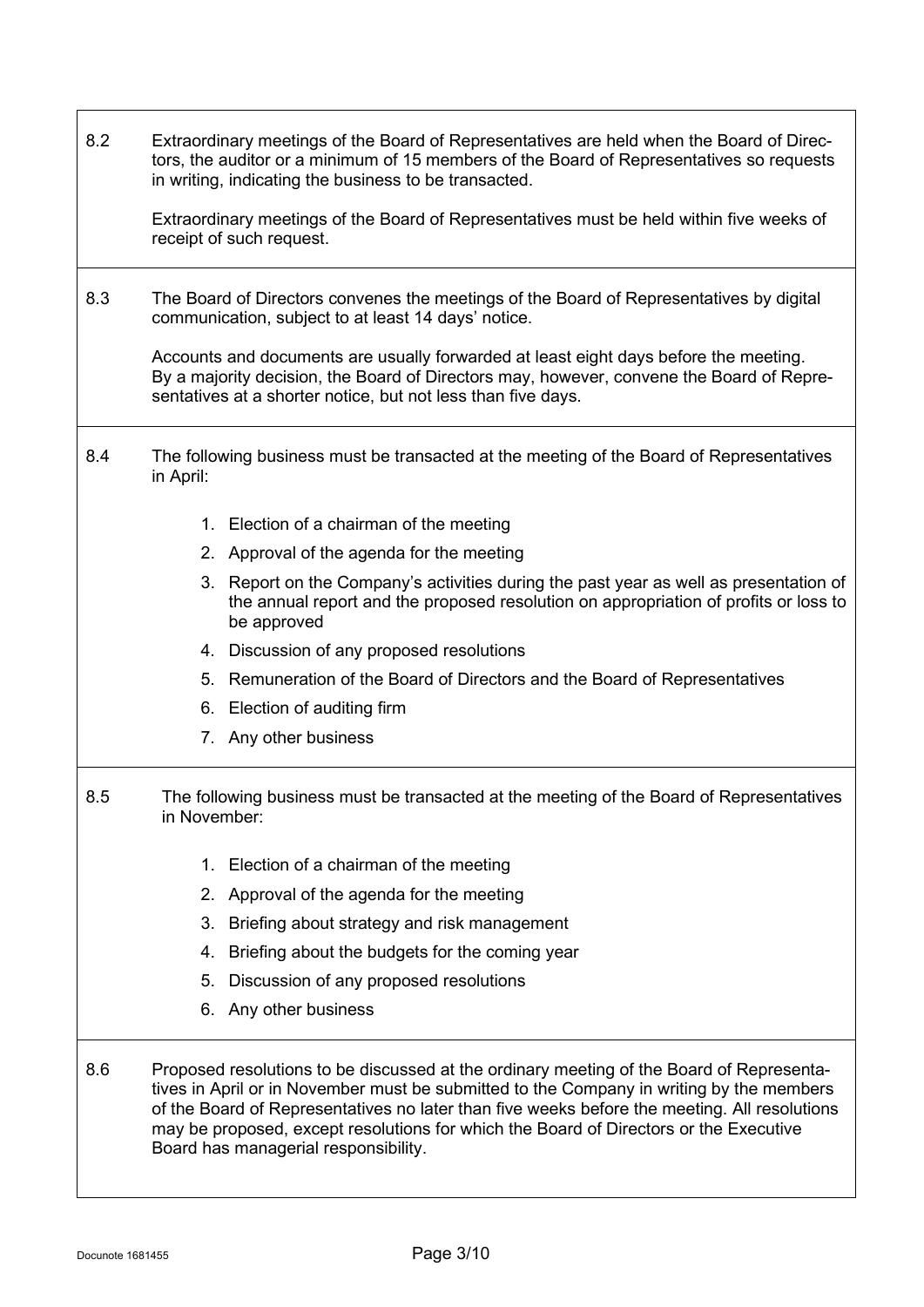| | |
|---|---|
| 8.2 | Extraordinary meetings of the Board of Representatives are held when the Board of Directors, the auditor or a minimum of 15 members of the Board of Representatives so requests in writing, indicating the business to be transacted.<br><br>Extraordinary meetings of the Board of Representatives must be held within five weeks of receipt of such request. |
| 8.3 | The Board of Directors convenes the meetings of the Board of Representatives by digital communication, subject to at least 14 days' notice.<br><br>Accounts and documents are usually forwarded at least eight days before the meeting. By a majority decision, the Board of Directors may, however, convene the Board of Representatives at a shorter notice, but not less than five days. |
| 8.4 | The following business must be transacted at the meeting of the Board of Representatives in April:<br><br>1. Election of a chairman of the meeting<br>2. Approval of the agenda for the meeting<br>3. Report on the Company's activities during the past year as well as presentation of the annual report and the proposed resolution on appropriation of profits or loss to be approved<br>4. Discussion of any proposed resolutions<br>5. Remuneration of the Board of Directors and the Board of Representatives<br>6. Election of auditing firm<br>7. Any other business |
| 8.5 | The following business must be transacted at the meeting of the Board of Representatives in November:<br><br>1. Election of a chairman of the meeting<br>2. Approval of the agenda for the meeting<br>3. Briefing about strategy and risk management<br>4. Briefing about the budgets for the coming year<br>5. Discussion of any proposed resolutions<br>6. Any other business |
| 8.6 | Proposed resolutions to be discussed at the ordinary meeting of the Board of Representatives in April or in November must be submitted to the Company in writing by the members of the Board of Representatives no later than five weeks before the meeting. All resolutions may be proposed, except resolutions for which the Board of Directors or the Executive Board has managerial responsibility. |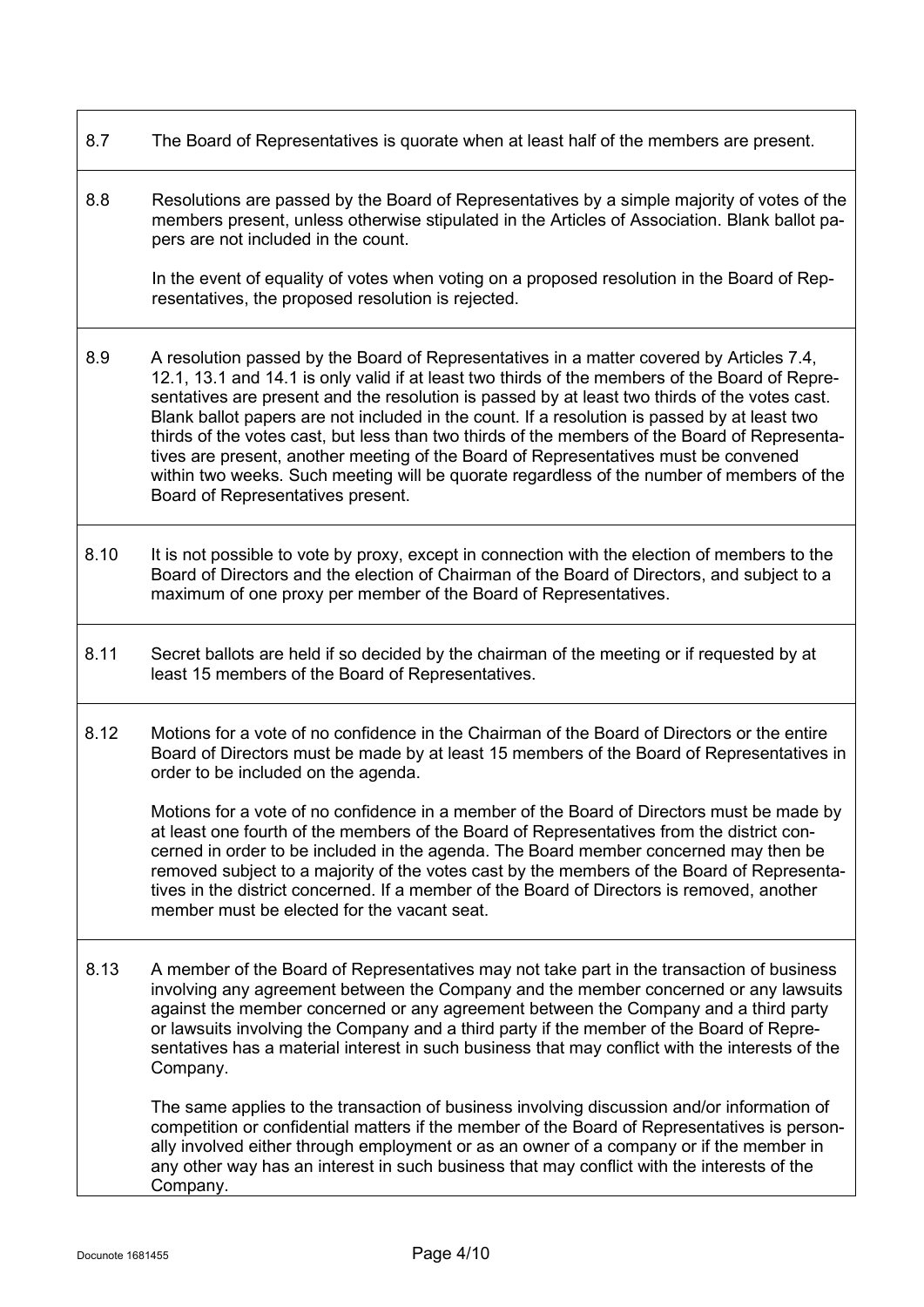8.7 The Board of Representatives is quorate when at least half of the members are present.

8.8 Resolutions are passed by the Board of Representatives by a simple majority of votes of the members present, unless otherwise stipulated in the Articles of Association. Blank ballot papers are not included in the count.

In the event of equality of votes when voting on a proposed resolution in the Board of Representatives, the proposed resolution is rejected.

8.9 A resolution passed by the Board of Representatives in a matter covered by Articles 7.4, 12.1, 13.1 and 14.1 is only valid if at least two thirds of the members of the Board of Representatives are present and the resolution is passed by at least two thirds of the votes cast. Blank ballot papers are not included in the count. If a resolution is passed by at least two thirds of the votes cast, but less than two thirds of the members of the Board of Representatives are present, another meeting of the Board of Representatives must be convened within two weeks. Such meeting will be quorate regardless of the number of members of the Board of Representatives present.

8.10 It is not possible to vote by proxy, except in connection with the election of members to the Board of Directors and the election of Chairman of the Board of Directors, and subject to a maximum of one proxy per member of the Board of Representatives.

8.11 Secret ballots are held if so decided by the chairman of the meeting or if requested by at least 15 members of the Board of Representatives.

8.12 Motions for a vote of no confidence in the Chairman of the Board of Directors or the entire Board of Directors must be made by at least 15 members of the Board of Representatives in order to be included on the agenda.

Motions for a vote of no confidence in a member of the Board of Directors must be made by at least one fourth of the members of the Board of Representatives from the district concerned in order to be included in the agenda. The Board member concerned may then be removed subject to a majority of the votes cast by the members of the Board of Representatives in the district concerned. If a member of the Board of Directors is removed, another member must be elected for the vacant seat.

8.13 A member of the Board of Representatives may not take part in the transaction of business involving any agreement between the Company and the member concerned or any lawsuits against the member concerned or any agreement between the Company and a third party or lawsuits involving the Company and a third party if the member of the Board of Representatives has a material interest in such business that may conflict with the interests of the Company.

The same applies to the transaction of business involving discussion and/or information of competition or confidential matters if the member of the Board of Representatives is personally involved either through employment or as an owner of a company or if the member in any other way has an interest in such business that may conflict with the interests of the Company.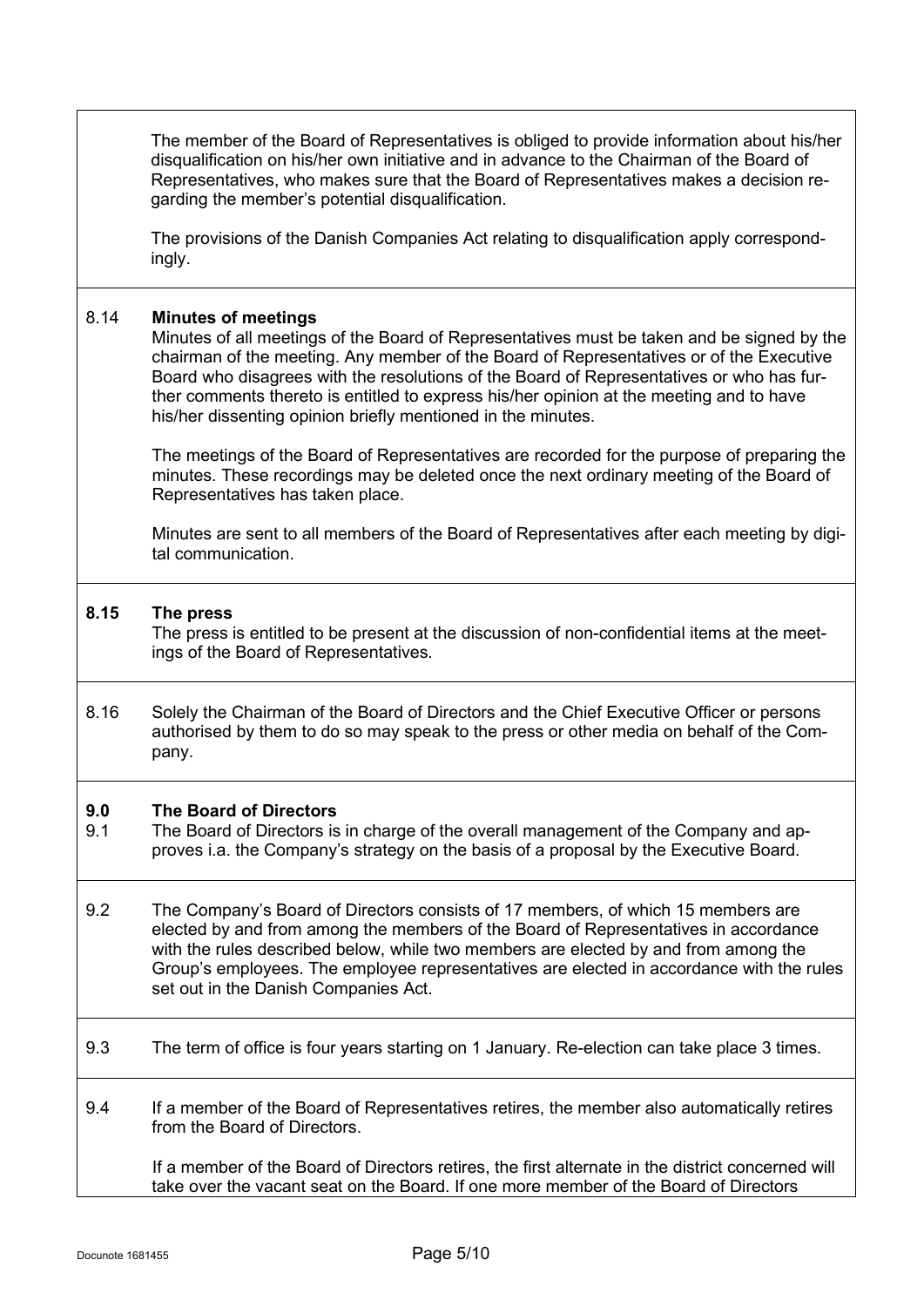The member of the Board of Representatives is obliged to provide information about his/her disqualification on his/her own initiative and in advance to the Chairman of the Board of Representatives, who makes sure that the Board of Representatives makes a decision regarding the member's potential disqualification.

The provisions of the Danish Companies Act relating to disqualification apply correspondingly.

8.14 **Minutes of meetings**

Minutes of all meetings of the Board of Representatives must be taken and be signed by the chairman of the meeting. Any member of the Board of Representatives or of the Executive Board who disagrees with the resolutions of the Board of Representatives or who has further comments thereto is entitled to express his/her opinion at the meeting and to have his/her dissenting opinion briefly mentioned in the minutes.

The meetings of the Board of Representatives are recorded for the purpose of preparing the minutes. These recordings may be deleted once the next ordinary meeting of the Board of Representatives has taken place.

Minutes are sent to all members of the Board of Representatives after each meeting by digital communication.

**8.15 The press**

The press is entitled to be present at the discussion of non-confidential items at the meetings of the Board of Representatives.

8.16 Solely the Chairman of the Board of Directors and the Chief Executive Officer or persons authorised by them to do so may speak to the press or other media on behalf of the Company.

**9.0 The Board of Directors**

9.1 The Board of Directors is in charge of the overall management of the Company and approves i.a. the Company's strategy on the basis of a proposal by the Executive Board.

9.2 The Company's Board of Directors consists of 17 members, of which 15 members are elected by and from among the members of the Board of Representatives in accordance with the rules described below, while two members are elected by and from among the Group's employees. The employee representatives are elected in accordance with the rules set out in the Danish Companies Act.

9.3 The term of office is four years starting on 1 January. Re-election can take place 3 times.

9.4 If a member of the Board of Representatives retires, the member also automatically retires from the Board of Directors.

If a member of the Board of Directors retires, the first alternate in the district concerned will take over the vacant seat on the Board. If one more member of the Board of Directors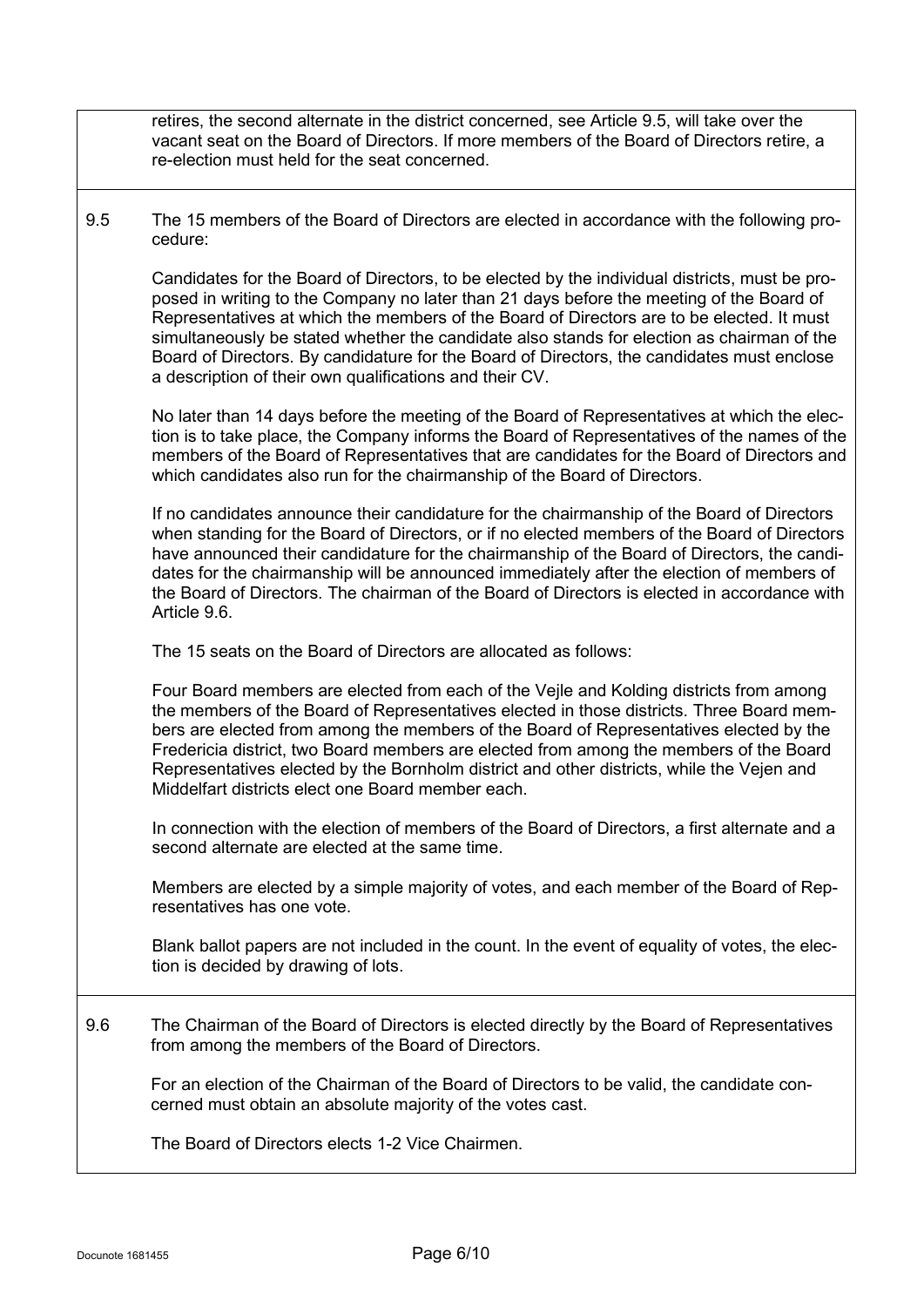retires, the second alternate in the district concerned, see Article 9.5, will take over the vacant seat on the Board of Directors. If more members of the Board of Directors retire, a re-election must held for the seat concerned.

9.5 The 15 members of the Board of Directors are elected in accordance with the following procedure:

Candidates for the Board of Directors, to be elected by the individual districts, must be proposed in writing to the Company no later than 21 days before the meeting of the Board of Representatives at which the members of the Board of Directors are to be elected. It must simultaneously be stated whether the candidate also stands for election as chairman of the Board of Directors. By candidature for the Board of Directors, the candidates must enclose a description of their own qualifications and their CV.

No later than 14 days before the meeting of the Board of Representatives at which the election is to take place, the Company informs the Board of Representatives of the names of the members of the Board of Representatives that are candidates for the Board of Directors and which candidates also run for the chairmanship of the Board of Directors.

If no candidates announce their candidature for the chairmanship of the Board of Directors when standing for the Board of Directors, or if no elected members of the Board of Directors have announced their candidature for the chairmanship of the Board of Directors, the candidates for the chairmanship will be announced immediately after the election of members of the Board of Directors. The chairman of the Board of Directors is elected in accordance with Article 9.6.

The 15 seats on the Board of Directors are allocated as follows:

Four Board members are elected from each of the Vejle and Kolding districts from among the members of the Board of Representatives elected in those districts. Three Board members are elected from among the members of the Board of Representatives elected by the Fredericia district, two Board members are elected from among the members of the Board Representatives elected by the Bornholm district and other districts, while the Vejen and Middelfart districts elect one Board member each.

In connection with the election of members of the Board of Directors, a first alternate and a second alternate are elected at the same time.

Members are elected by a simple majority of votes, and each member of the Board of Representatives has one vote.

Blank ballot papers are not included in the count. In the event of equality of votes, the election is decided by drawing of lots.

9.6 The Chairman of the Board of Directors is elected directly by the Board of Representatives from among the members of the Board of Directors.

For an election of the Chairman of the Board of Directors to be valid, the candidate concerned must obtain an absolute majority of the votes cast.

The Board of Directors elects 1-2 Vice Chairmen.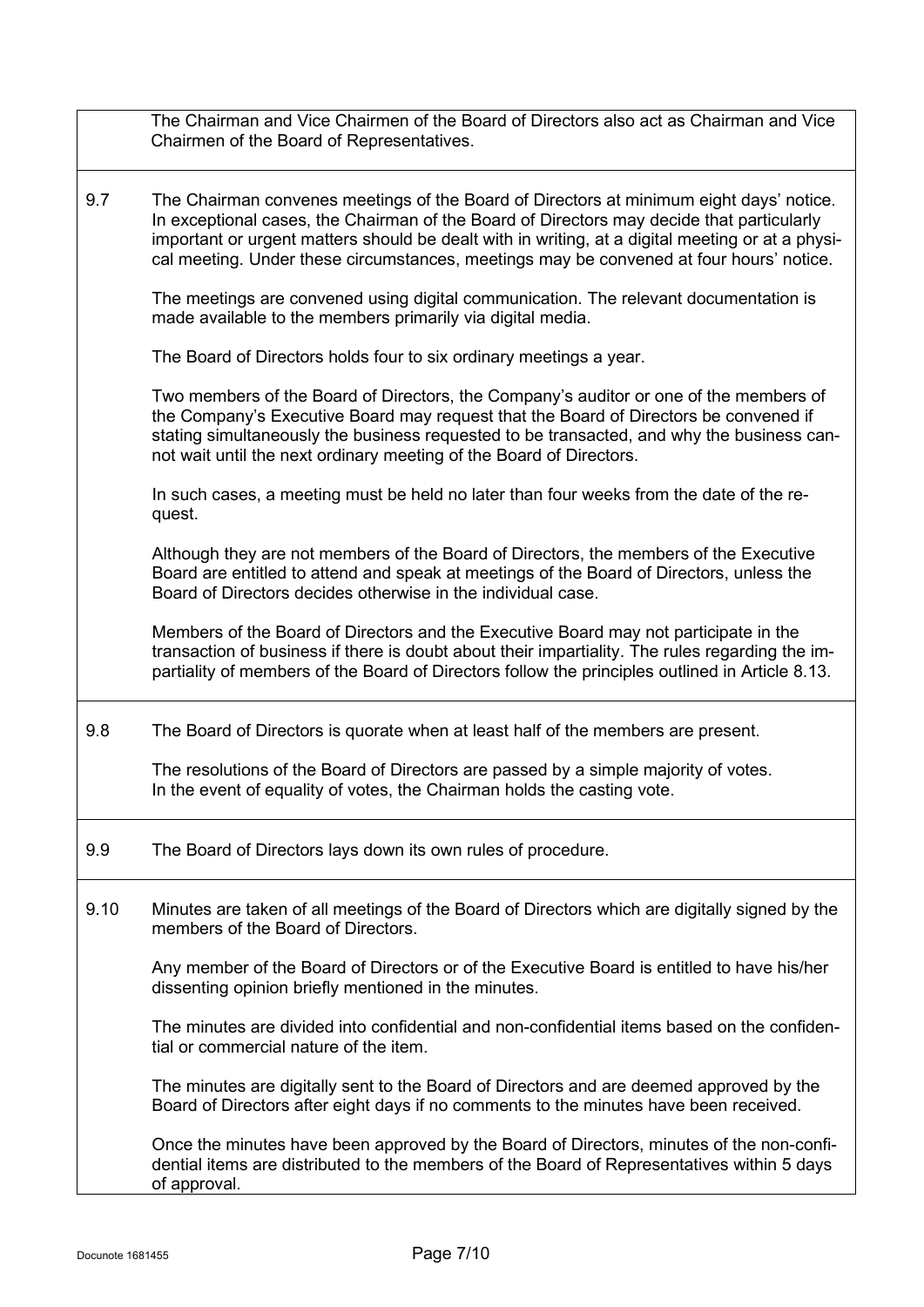The Chairman and Vice Chairmen of the Board of Directors also act as Chairman and Vice Chairmen of the Board of Representatives.

**9.7** The Chairman convenes meetings of the Board of Directors at minimum eight days' notice. In exceptional cases, the Chairman of the Board of Directors may decide that particularly important or urgent matters should be dealt with in writing, at a digital meeting or at a physical meeting. Under these circumstances, meetings may be convened at four hours' notice.

The meetings are convened using digital communication. The relevant documentation is made available to the members primarily via digital media.

The Board of Directors holds four to six ordinary meetings a year.

Two members of the Board of Directors, the Company's auditor or one of the members of the Company's Executive Board may request that the Board of Directors be convened if stating simultaneously the business requested to be transacted, and why the business cannot wait until the next ordinary meeting of the Board of Directors.

In such cases, a meeting must be held no later than four weeks from the date of the request.

Although they are not members of the Board of Directors, the members of the Executive Board are entitled to attend and speak at meetings of the Board of Directors, unless the Board of Directors decides otherwise in the individual case.

Members of the Board of Directors and the Executive Board may not participate in the transaction of business if there is doubt about their impartiality. The rules regarding the impartiality of members of the Board of Directors follow the principles outlined in Article 8.13.

**9.8** The Board of Directors is quorate when at least half of the members are present.

The resolutions of the Board of Directors are passed by a simple majority of votes. In the event of equality of votes, the Chairman holds the casting vote.

**9.9** The Board of Directors lays down its own rules of procedure.

**9.10** Minutes are taken of all meetings of the Board of Directors which are digitally signed by the members of the Board of Directors.

Any member of the Board of Directors or of the Executive Board is entitled to have his/her dissenting opinion briefly mentioned in the minutes.

The minutes are divided into confidential and non-confidential items based on the confidential or commercial nature of the item.

The minutes are digitally sent to the Board of Directors and are deemed approved by the Board of Directors after eight days if no comments to the minutes have been received.

Once the minutes have been approved by the Board of Directors, minutes of the non-confidential items are distributed to the members of the Board of Representatives within 5 days of approval.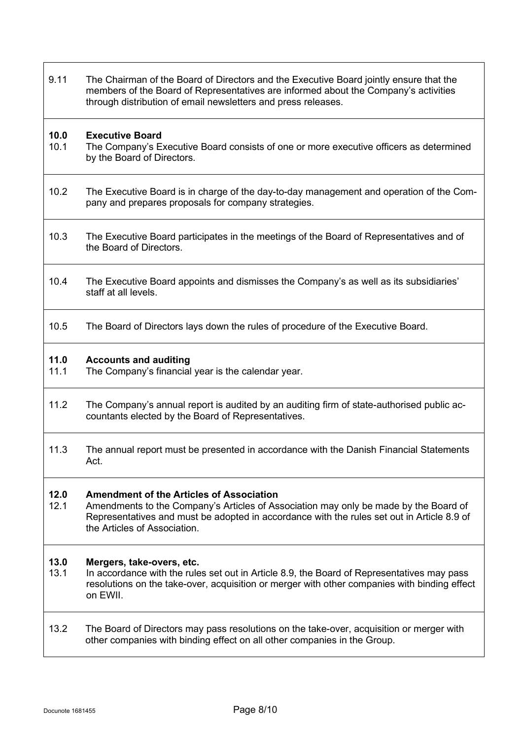9.11 The Chairman of the Board of Directors and the Executive Board jointly ensure that the members of the Board of Representatives are informed about the Company's activities through distribution of email newsletters and press releases.

## 10.0 Executive Board

10.1 The Company's Executive Board consists of one or more executive officers as determined by the Board of Directors.

10.2 The Executive Board is in charge of the day-to-day management and operation of the Company and prepares proposals for company strategies.

10.3 The Executive Board participates in the meetings of the Board of Representatives and of the Board of Directors.

10.4 The Executive Board appoints and dismisses the Company's as well as its subsidiaries' staff at all levels.

10.5 The Board of Directors lays down the rules of procedure of the Executive Board.

## 11.0 Accounts and auditing

11.1 The Company's financial year is the calendar year.

11.2 The Company's annual report is audited by an auditing firm of state-authorised public accountants elected by the Board of Representatives.

11.3 The annual report must be presented in accordance with the Danish Financial Statements Act.

## 12.0 Amendment of the Articles of Association

12.1 Amendments to the Company's Articles of Association may only be made by the Board of Representatives and must be adopted in accordance with the rules set out in Article 8.9 of the Articles of Association.

## 13.0 Mergers, take-overs, etc.

13.1 In accordance with the rules set out in Article 8.9, the Board of Representatives may pass resolutions on the take-over, acquisition or merger with other companies with binding effect on EWII.

13.2 The Board of Directors may pass resolutions on the take-over, acquisition or merger with other companies with binding effect on all other companies in the Group.

Docunote 1681455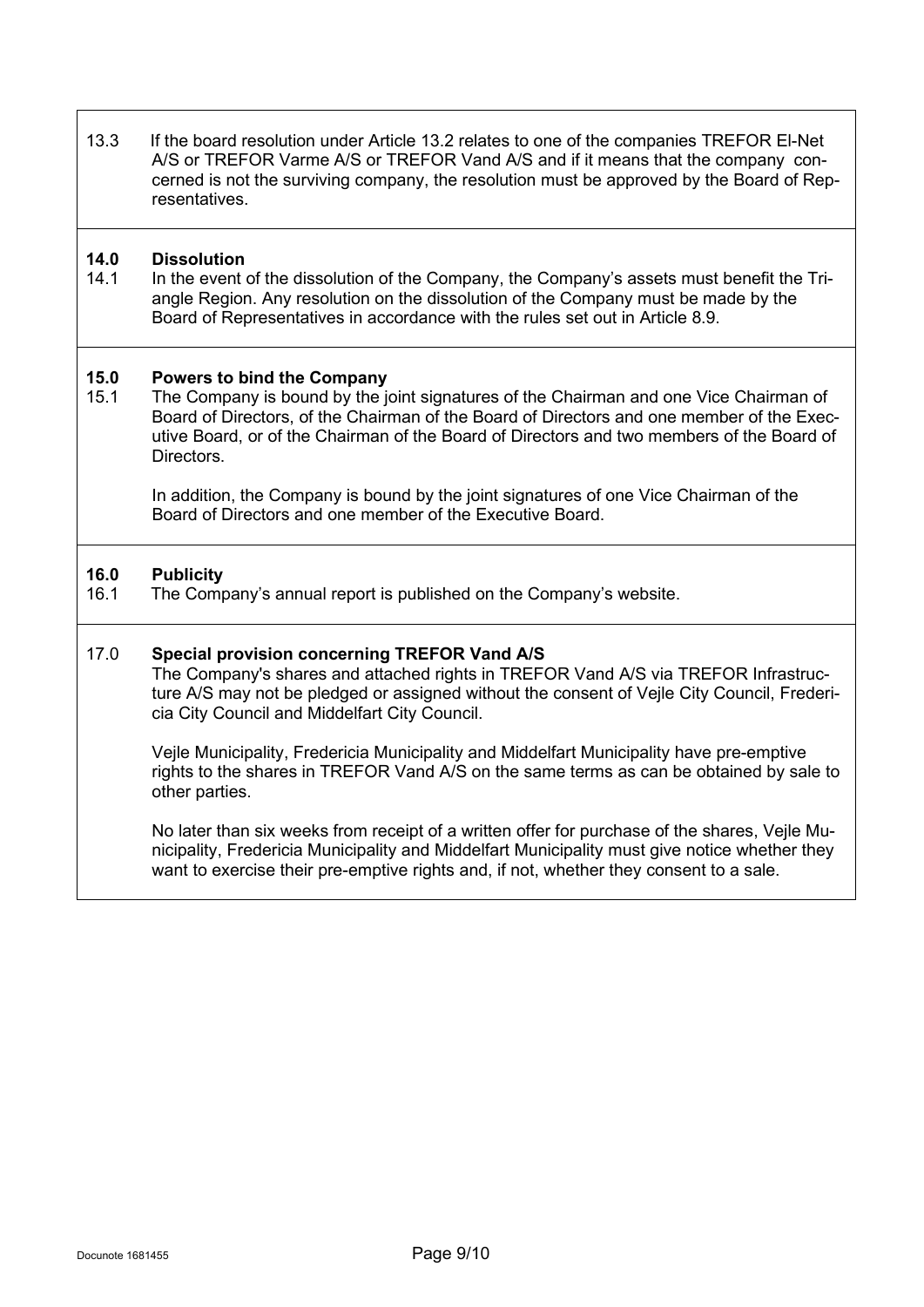13.3 If the board resolution under Article 13.2 relates to one of the companies TREFOR El-Net A/S or TREFOR Varme A/S or TREFOR Vand A/S and if it means that the company concerned is not the surviving company, the resolution must be approved by the Board of Representatives.

## 14.0 Dissolution

14.1 In the event of the dissolution of the Company, the Company's assets must benefit the Triangle Region. Any resolution on the dissolution of the Company must be made by the Board of Representatives in accordance with the rules set out in Article 8.9.

## 15.0 Powers to bind the Company

15.1 The Company is bound by the joint signatures of the Chairman and one Vice Chairman of Board of Directors, of the Chairman of the Board of Directors and one member of the Executive Board, or of the Chairman of the Board of Directors and two members of the Board of Directors.

In addition, the Company is bound by the joint signatures of one Vice Chairman of the Board of Directors and one member of the Executive Board.

## 16.0 Publicity

16.1 The Company's annual report is published on the Company's website.

## 17.0 Special provision concerning TREFOR Vand A/S

The Company's shares and attached rights in TREFOR Vand A/S via TREFOR Infrastructure A/S may not be pledged or assigned without the consent of Vejle City Council, Fredericia City Council and Middelfart City Council.

Vejle Municipality, Fredericia Municipality and Middelfart Municipality have pre-emptive rights to the shares in TREFOR Vand A/S on the same terms as can be obtained by sale to other parties.

No later than six weeks from receipt of a written offer for purchase of the shares, Vejle Municipality, Fredericia Municipality and Middelfart Municipality must give notice whether they want to exercise their pre-emptive rights and, if not, whether they consent to a sale.

Docunote 1681455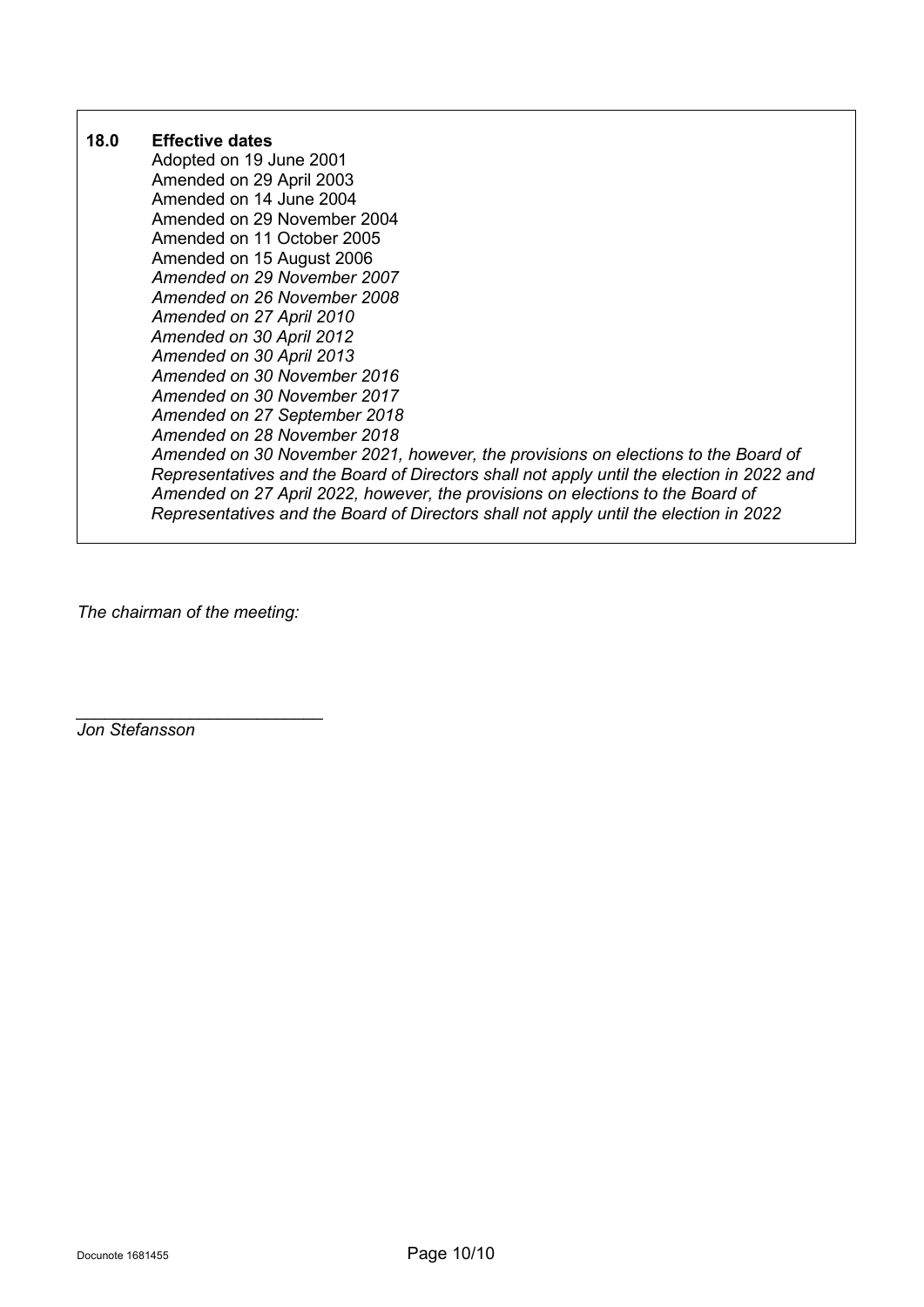## 18.0 Effective dates

Adopted on 19 June 2001
Amended on 29 April 2003
Amended on 14 June 2004
Amended on 29 November 2004
Amended on 11 October 2005
Amended on 15 August 2006
*Amended on 29 November 2007*
*Amended on 26 November 2008*
*Amended on 27 April 2010*
*Amended on 30 April 2012*
*Amended on 30 April 2013*
*Amended on 30 November 2016*
*Amended on 30 November 2017*
*Amended on 27 September 2018*
*Amended on 28 November 2018*
*Amended on 30 November 2021, however, the provisions on elections to the Board of Representatives and the Board of Directors shall not apply until the election in 2022 and*
*Amended on 27 April 2022, however, the provisions on elections to the Board of Representatives and the Board of Directors shall not apply until the election in 2022*

*The chairman of the meeting:*

___________________________

*Jon Stefansson*

Docunote 1681455